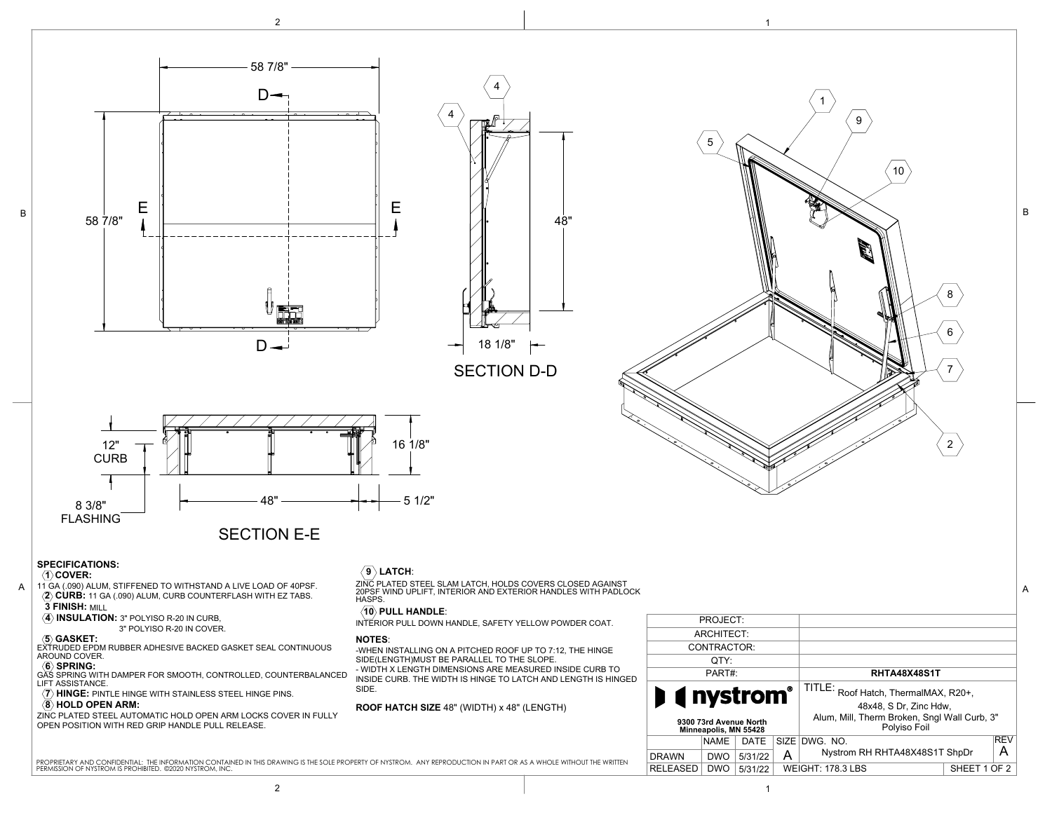58 7/8"

58 7/8"

D — D

E — E

SECTION D-D

48"

18 1/8"

SECTION E-E

12" CURB

16 1/8"

8 3/8" FLASHING

48"

5 1/2"

**SPECIFICATIONS:**

**1 COVER:**
11 GA (.090) ALUM, STIFFENED TO WITHSTAND A LIVE LOAD OF 40PSF.

**2 CURB:** 11 GA (.090) ALUM, CURB COUNTERFLASH WITH EZ TABS.

**3 FINISH:** MILL

**4 INSULATION:** 3" POLYISO R-20 IN CURB,
3" POLYISO R-20 IN COVER.

**5 GASKET:**
EXTRUDED EPDM RUBBER ADHESIVE BACKED GASKET SEAL CONTINUOUS AROUND COVER.

**6 SPRING:**
GAS SPRING WITH DAMPER FOR SMOOTH, CONTROLLED, COUNTERBALANCED LIFT ASSISTANCE.

**7 HINGE:** PINTLE HINGE WITH STAINLESS STEEL HINGE PINS.

**8 HOLD OPEN ARM:**
ZINC PLATED STEEL AUTOMATIC HOLD OPEN ARM LOCKS COVER IN FULLY OPEN POSITION WITH RED GRIP HANDLE PULL RELEASE.

**9 LATCH:**
ZINC PLATED STEEL SLAM LATCH, HOLDS COVERS CLOSED AGAINST 20PSF WIND UPLIFT, INTERIOR AND EXTERIOR HANDLES WITH PADLOCK HASPS.

**10 PULL HANDLE:**
INTERIOR PULL DOWN HANDLE, SAFETY YELLOW POWDER COAT.

**NOTES:**
-WHEN INSTALLING ON A PITCHED ROOF UP TO 7:12, THE HINGE SIDE(LENGTH)MUST BE PARALLEL TO THE SLOPE.
- WIDTH X LENGTH DIMENSIONS ARE MEASURED INSIDE CURB TO INSIDE CURB. THE WIDTH IS HINGE TO LATCH AND LENGTH IS HINGED SIDE.

**ROOF HATCH SIZE** 48" (WIDTH) x 48" (LENGTH)

| | | | | |
|---|---|---|---|---|
| PROJECT: | | | | |
| ARCHITECT: | | | | |
| CONTRACTOR: | | | | |
| QTY: | | | | |
| PART#: | | | | **RHTA48X48S1T** |
| **nystrom®** 9300 73rd Avenue North Minneapolis, MN 55428 | | | | TITLE: Roof Hatch, ThermalMAX, R20+, 48x48, S Dr, Zinc Hdw, Alum, Mill, Therm Broken, Sngl Wall Curb, 3" Polyiso Foil |
| | NAME | DATE | SIZE | DWG. NO. Nystrom RH RHTA48X48S1T ShpDr — REV A |
| DRAWN | DWO | 5/31/22 | A | |
| RELEASED | DWO | 5/31/22 | | WEIGHT: 178.3 LBS — SHEET 1 OF 2 |

PROPRIETARY AND CONFIDENTIAL: THE INFORMATION CONTAINED IN THIS DRAWING IS THE SOLE PROPERTY OF NYSTROM. ANY REPRODUCTION IN PART OR AS A WHOLE WITHOUT THE WRITTEN PERMISSION OF NYSTROM IS PROHIBITED. ©2020 NYSTROM, INC.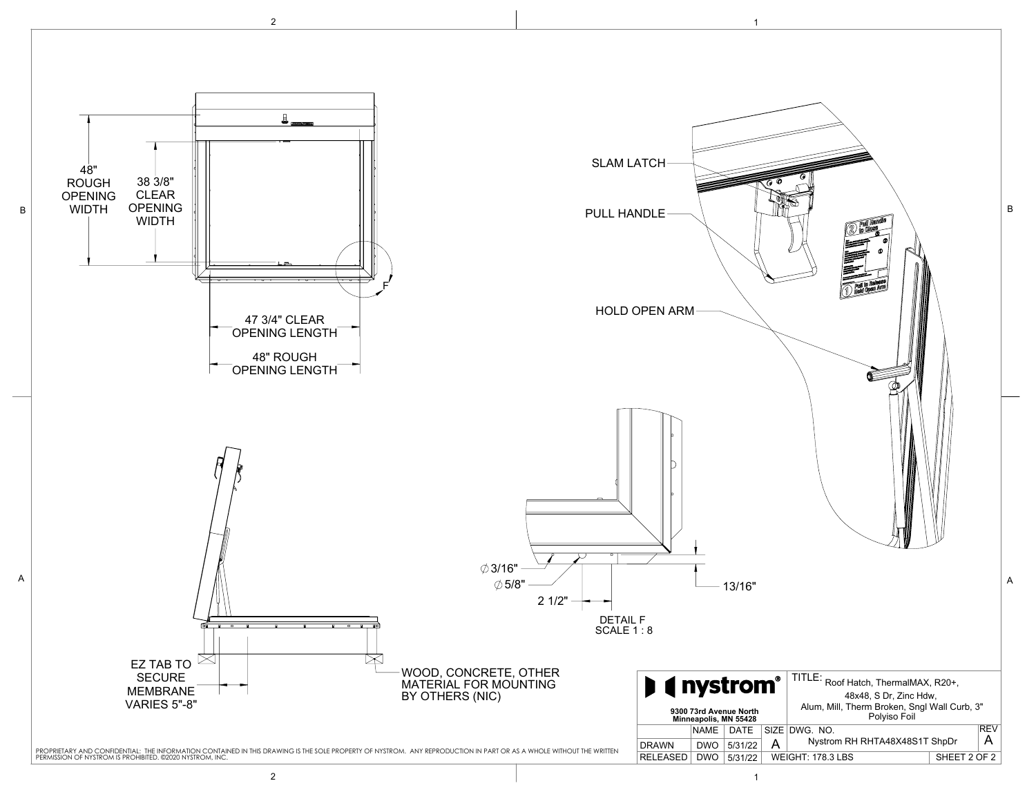48" ROUGH OPENING WIDTH

38 3/8" CLEAR OPENING WIDTH

47 3/4" CLEAR OPENING LENGTH

48" ROUGH OPENING LENGTH

F

SLAM LATCH

PULL HANDLE

HOLD OPEN ARM

⌀3/16"

⌀5/8"

2 1/2"

13/16"

DETAIL F
SCALE 1 : 8

EZ TAB TO SECURE MEMBRANE VARIES 5"-8"

WOOD, CONCRETE, OTHER MATERIAL FOR MOUNTING BY OTHERS (NIC)

PROPRIETARY AND CONFIDENTIAL: THE INFORMATION CONTAINED IN THIS DRAWING IS THE SOLE PROPERTY OF NYSTROM. ANY REPRODUCTION IN PART OR AS A WHOLE WITHOUT THE WRITTEN PERMISSION OF NYSTROM IS PROHIBITED. ©2020 NYSTROM, INC.

**nystrom®**
9300 73rd Avenue North
Minneapolis, MN 55428

TITLE: Roof Hatch, ThermalMAX, R20+, 48x48, S Dr, Zinc Hdw, Alum, Mill, Therm Broken, Sngl Wall Curb, 3" Polyiso Foil

| | NAME | DATE | SIZE | DWG. NO. | REV |
|---|---|---|---|---|---|
| DRAWN | DWO | 5/31/22 | A | Nystrom RH RHTA48X48S1T ShpDr | A |
| RELEASED | DWO | 5/31/22 | WEIGHT: 178.3 LBS | | SHEET 2 OF 2 |